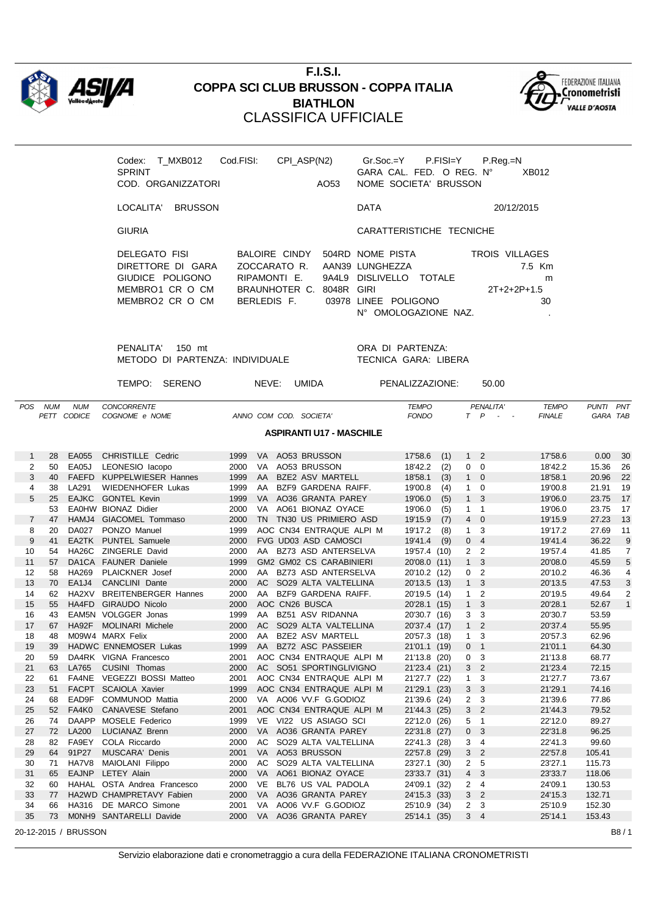# F.I.S.I.
# COPPA SCI CLUB BRUSSON - COPPA ITALIA
# BIATHLON
## CLASSIFICA UFFICIALE

Codex: T_MXB012 Cod.FISI: CPI_ASP(N2) Gr.Soc.=Y P.FISI=Y P.Reg.=N
SPRINT GARA CAL. FED. O REG. N° XB012
COD. ORGANIZZATORI AO53 NOME SOCIETA' BRUSSON

LOCALITA' BRUSSON DATA 20/12/2015

GIURIA CARATTERISTICHE TECNICHE

| | | | | |
|---|---|---|---|---|
| DELEGATO FISI | BALOIRE CINDY | 504RD | NOME PISTA | TROIS VILLAGES |
| DIRETTORE DI GARA | ZOCCARATO R. | AAN39 | LUNGHEZZA | 7.5 Km |
| GIUDICE POLIGONO | RIPAMONTI E. | 9A4L9 | DISLIVELLO TOTALE | m |
| MEMBRO1 CR O CM | BRAUNHOTER C. | 8048R | GIRI | 2T+2+2P+1.5 |
| MEMBRO2 CR O CM | BERLEDIS F. | 03978 | LINEE POLIGONO | 30 |
| | | | N° OMOLOGAZIONE NAZ. | . |

PENALITA' 150 mt ORA DI PARTENZA:
METODO DI PARTENZA: INDIVIDUALE TECNICA GARA: LIBERA

TEMPO: SERENO NEVE: UMIDA PENALIZZAZIONE: 50.00

### ASPIRANTI U17 - MASCHILE

| POS | NUM PETT | NUM CODICE | CONCORRENTE COGNOME e NOME | ANNO | COM | COD. SOCIETA' | TEMPO FONDO | PENALITA' T | P | TEMPO FINALE | PUNTI GARA | PNT TAB |
|---|---|---|---|---|---|---|---|---|---|---|---|---|
| 1 | 28 | EA055 | CHRISTILLE Cedric | 1999 | VA | AO53 BRUSSON | 17'58.6 (1) | 1 | 2 | 17'58.6 | 0.00 | 30 |
| 2 | 50 | EA05J | LEONESIO Iacopo | 2000 | VA | AO53 BRUSSON | 18'42.2 (2) | 0 | 0 | 18'42.2 | 15.36 | 26 |
| 3 | 40 | FAEFD | KUPPELWIESER Hannes | 1999 | AA | BZE2 ASV MARTELL | 18'58.1 (3) | 1 | 0 | 18'58.1 | 20.96 | 22 |
| 4 | 38 | LA291 | WIEDENHOFER Lukas | 1999 | AA | BZF9 GARDENA RAIFF. | 19'00.8 (4) | 1 | 0 | 19'00.8 | 21.91 | 19 |
| 5 | 25 | EAJKC | GONTEL Kevin | 1999 | VA | AO36 GRANTA PAREY | 19'06.0 (5) | 1 | 3 | 19'06.0 | 23.75 | 17 |
| | 53 | EA0HW | BIONAZ Didier | 2000 | VA | AO61 BIONAZ OYACE | 19'06.0 (5) | 1 | 1 | 19'06.0 | 23.75 | 17 |
| 7 | 47 | HAMJ4 | GIACOMEL Tommaso | 2000 | TN | TN30 US PRIMIERO ASD | 19'15.9 (7) | 4 | 0 | 19'15.9 | 27.23 | 13 |
| 8 | 20 | DA027 | PONZO Manuel | 1999 | AOC | CN34 ENTRAQUE ALPI M | 19'17.2 (8) | 1 | 3 | 19'17.2 | 27.69 | 11 |
| 9 | 41 | EA2TK | PUNTEL Samuele | 2000 | FVG | UD03 ASD CAMOSCI | 19'41.4 (9) | 0 | 4 | 19'41.4 | 36.22 | 9 |
| 10 | 54 | HA26C | ZINGERLE David | 2000 | AA | BZ73 ASD ANTERSELVA | 19'57.4 (10) | 2 | 2 | 19'57.4 | 41.85 | 7 |
| 11 | 57 | DA1CA | FAUNER Daniele | 1999 | GM2 | GM02 CS CARABINIERI | 20'08.0 (11) | 1 | 3 | 20'08.0 | 45.59 | 5 |
| 12 | 58 | HA269 | PLAICKNER Josef | 2000 | AA | BZ73 ASD ANTERSELVA | 20'10.2 (12) | 0 | 2 | 20'10.2 | 46.36 | 4 |
| 13 | 70 | EA1J4 | CANCLINI Dante | 2000 | AC | SO29 ALTA VALTELLINA | 20'13.5 (13) | 1 | 3 | 20'13.5 | 47.53 | 3 |
| 14 | 62 | HA2XV | BREITENBERGER Hannes | 2000 | AA | BZF9 GARDENA RAIFF. | 20'19.5 (14) | 1 | 2 | 20'19.5 | 49.64 | 2 |
| 15 | 55 | HA4FD | GIRAUDO Nicolo | 2000 | AOC | CN26 BUSCA | 20'28.1 (15) | 1 | 3 | 20'28.1 | 52.67 | 1 |
| 16 | 43 | EAM5N | VOLGGER Jonas | 1999 | AA | BZ51 ASV RIDANNA | 20'30.7 (16) | 3 | 3 | 20'30.7 | 53.59 | |
| 17 | 67 | HA92F | MOLINARI Michele | 2000 | AC | SO29 ALTA VALTELLINA | 20'37.4 (17) | 1 | 2 | 20'37.4 | 55.95 | |
| 18 | 48 | M09W4 | MARX Felix | 2000 | AA | BZE2 ASV MARTELL | 20'57.3 (18) | 1 | 3 | 20'57.3 | 62.96 | |
| 19 | 39 | HADWC | ENNEMOSER Lukas | 1999 | AA | BZ72 ASC PASSEIER | 21'01.1 (19) | 0 | 1 | 21'01.1 | 64.30 | |
| 20 | 59 | DA4RK | VIGNA Francesco | 2001 | AOC | CN34 ENTRAQUE ALPI M | 21'13.8 (20) | 0 | 3 | 21'13.8 | 68.77 | |
| 21 | 63 | LA765 | CUSINI Thomas | 2000 | AC | SO51 SPORTINGLIVIGNO | 21'23.4 (21) | 3 | 2 | 21'23.4 | 72.15 | |
| 22 | 61 | FA4NE | VEGEZZI BOSSI Matteo | 2001 | AOC | CN34 ENTRAQUE ALPI M | 21'27.7 (22) | 1 | 3 | 21'27.7 | 73.67 | |
| 23 | 51 | FACPT | SCAIOLA Xavier | 1999 | AOC | CN34 ENTRAQUE ALPI M | 21'29.1 (23) | 3 | 3 | 21'29.1 | 74.16 | |
| 24 | 68 | EAD9F | COMMUNOD Mattia | 2000 | VA | AO06 VV.F G.GODIOZ | 21'39.6 (24) | 2 | 3 | 21'39.6 | 77.86 | |
| 25 | 52 | FA4K0 | CANAVESE Stefano | 2001 | AOC | CN34 ENTRAQUE ALPI M | 21'44.3 (25) | 3 | 2 | 21'44.3 | 79.52 | |
| 26 | 74 | DAAPP | MOSELE Federico | 1999 | VE | VI22 US ASIAGO SCI | 22'12.0 (26) | 5 | 1 | 22'12.0 | 89.27 | |
| 27 | 72 | LA200 | LUCIANAZ Brenn | 2000 | VA | AO36 GRANTA PAREY | 22'31.8 (27) | 0 | 3 | 22'31.8 | 96.25 | |
| 28 | 82 | FA9EY | COLA Riccardo | 2000 | AC | SO29 ALTA VALTELLINA | 22'41.3 (28) | 3 | 4 | 22'41.3 | 99.60 | |
| 29 | 64 | 91P27 | MUSCARA' Denis | 2001 | VA | AO53 BRUSSON | 22'57.8 (29) | 3 | 2 | 22'57.8 | 105.41 | |
| 30 | 71 | HA7V8 | MAIOLANI Filippo | 2000 | AC | SO29 ALTA VALTELLINA | 23'27.1 (30) | 2 | 5 | 23'27.1 | 115.73 | |
| 31 | 65 | EAJNP | LETEY Alain | 2000 | VA | AO61 BIONAZ OYACE | 23'33.7 (31) | 4 | 3 | 23'33.7 | 118.06 | |
| 32 | 60 | HAHAL | OSTA Andrea Francesco | 2000 | VE | BL76 US VAL PADOLA | 24'09.1 (32) | 2 | 4 | 24'09.1 | 130.53 | |
| 33 | 77 | HA2WD | CHAMPRETAVY Fabien | 2000 | VA | AO36 GRANTA PAREY | 24'15.3 (33) | 3 | 2 | 24'15.3 | 132.71 | |
| 34 | 66 | HA316 | DE MARCO Simone | 2001 | VA | AO06 VV.F G.GODIOZ | 25'10.9 (34) | 2 | 3 | 25'10.9 | 152.30 | |
| 35 | 73 | M0NH9 | SANTARELLI Davide | 2000 | VA | AO36 GRANTA PAREY | 25'14.1 (35) | 3 | 4 | 25'14.1 | 153.43 | |

20-12-2015 / BRUSSON

Servizio elaborazione dati e cronometraggio a cura della FEDERAZIONE ITALIANA CRONOMETRISTI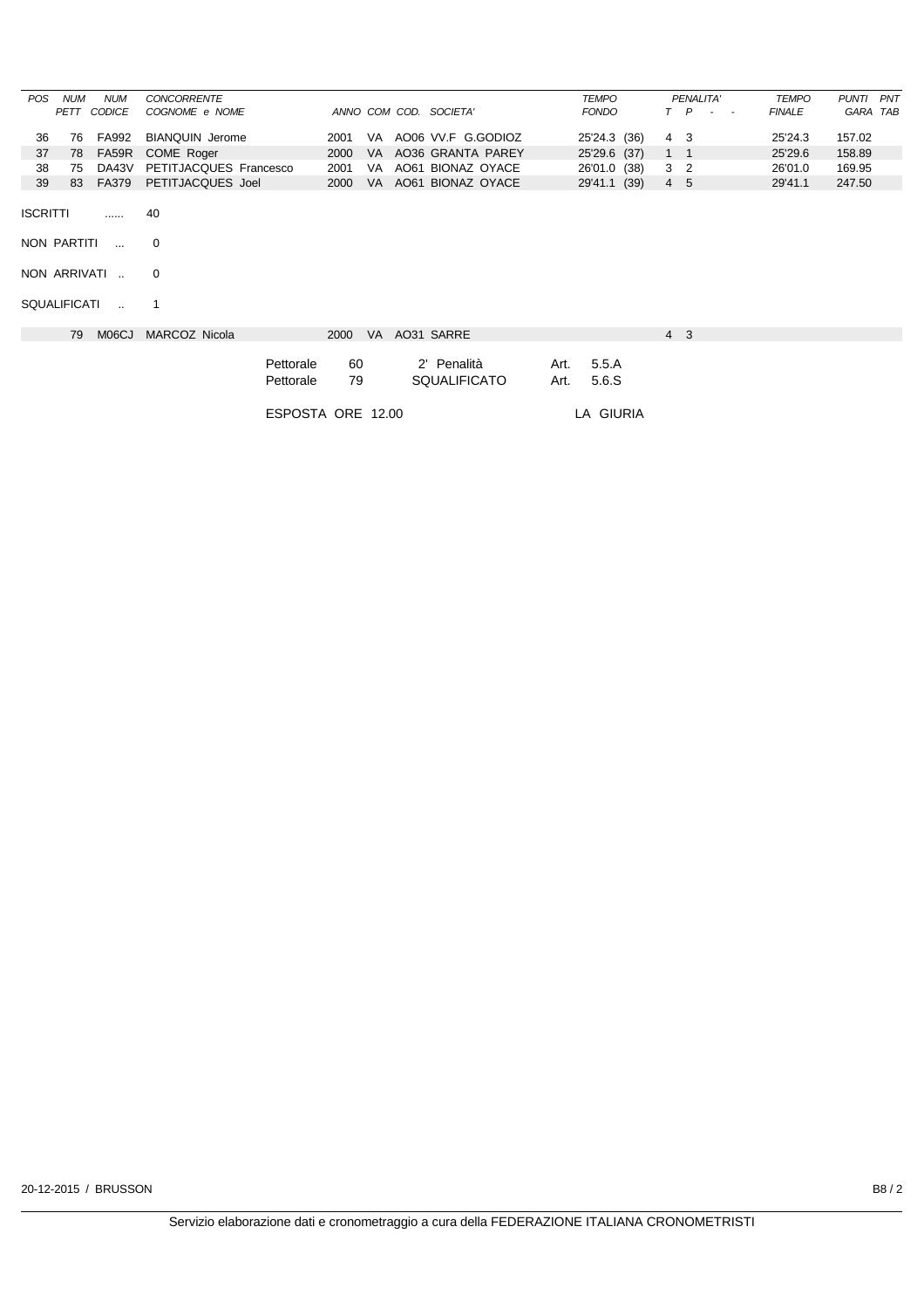| POS | NUM PETT | NUM CODICE | CONCORRENTE COGNOME e NOME | ANNO | COM | COD. | SOCIETA' | TEMPO FONDO | PENALITA' T | P | - | - | TEMPO FINALE | PUNTI GARA | PNT TAB |
|---|---|---|---|---|---|---|---|---|---|---|---|---|---|---|---|
| 36 | 76 | FA992 | BIANQUIN Jerome | 2001 | VA | AO06 | VV.F G.GODIOZ | 25'24.3 (36) | 4 | 3 | | | 25'24.3 | 157.02 | |
| 37 | 78 | FA59R | COME Roger | 2000 | VA | AO36 | GRANTA PAREY | 25'29.6 (37) | 1 | 1 | | | 25'29.6 | 158.89 | |
| 38 | 75 | DA43V | PETITJACQUES Francesco | 2001 | VA | AO61 | BIONAZ OYACE | 26'01.0 (38) | 3 | 2 | | | 26'01.0 | 169.95 | |
| 39 | 83 | FA379 | PETITJACQUES Joel | 2000 | VA | AO61 | BIONAZ OYACE | 29'41.1 (39) | 4 | 5 | | | 29'41.1 | 247.50 | |

ISCRITTI ...... 40

NON PARTITI ... 0

NON ARRIVATI .. 0

SQUALIFICATI .. 1

| | | | | | | | | | | | | | | | |
|---|---|---|---|---|---|---|---|---|---|---|---|---|---|---|---|
| | 79 | M06CJ | MARCOZ Nicola | 2000 | VA | AO31 | SARRE | | 4 | 3 | | | | | |

| | | | | |
|---|---|---|---|---|
| Pettorale | 60 | 2' Penalità | Art. | 5.5.A |
| Pettorale | 79 | SQUALIFICATO | Art. | 5.6.S |

ESPOSTA ORE 12.00 LA GIURIA

20-12-2015 / BRUSSON

Servizio elaborazione dati e cronometraggio a cura della FEDERAZIONE ITALIANA CRONOMETRISTI